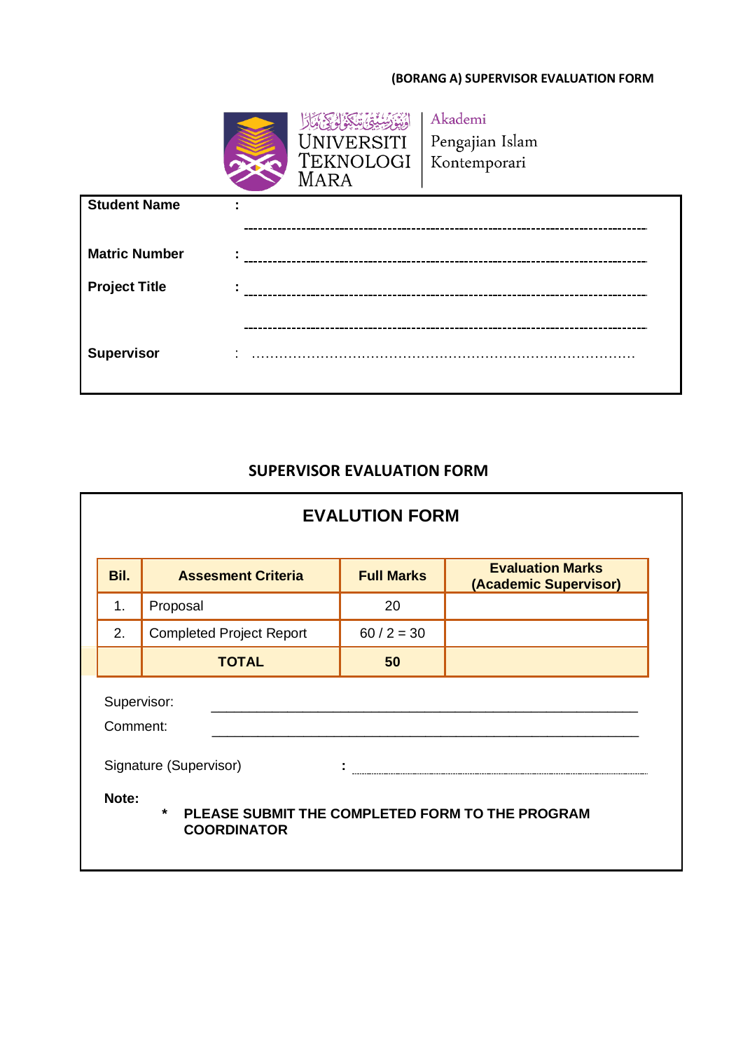**(BORANG A) SUPERVISOR EVALUATION FORM**

اونيۏرسيتي تيکنولوڬي مارا
UNIVERSITI TEKNOLOGI MARA

Akademi Pengajian Islam Kontemporari

| | |
|---|---|
| **Student Name** | **:** ---------------------------------------------------------------- |
| **Matric Number** | **:** ---------------------------------------------------------------- |
| **Project Title** | **:** ---------------------------------------------------------------- <br> ---------------------------------------------------------------- |
| **Supervisor** | : ........................................................................ |

## SUPERVISOR EVALUATION FORM

### EVALUTION FORM

| Bil. | Assesment Criteria | Full Marks | Evaluation Marks (Academic Supervisor) |
|---|---|---|---|
| 1. | Proposal | 20 | |
| 2. | Completed Project Report | 60 / 2 = 30 | |
| | **TOTAL** | **50** | |

Supervisor: ____________________________________________

Comment: ____________________________________________

Signature (Supervisor) **:** ........................................................

**Note:**

**\* PLEASE SUBMIT THE COMPLETED FORM TO THE PROGRAM COORDINATOR**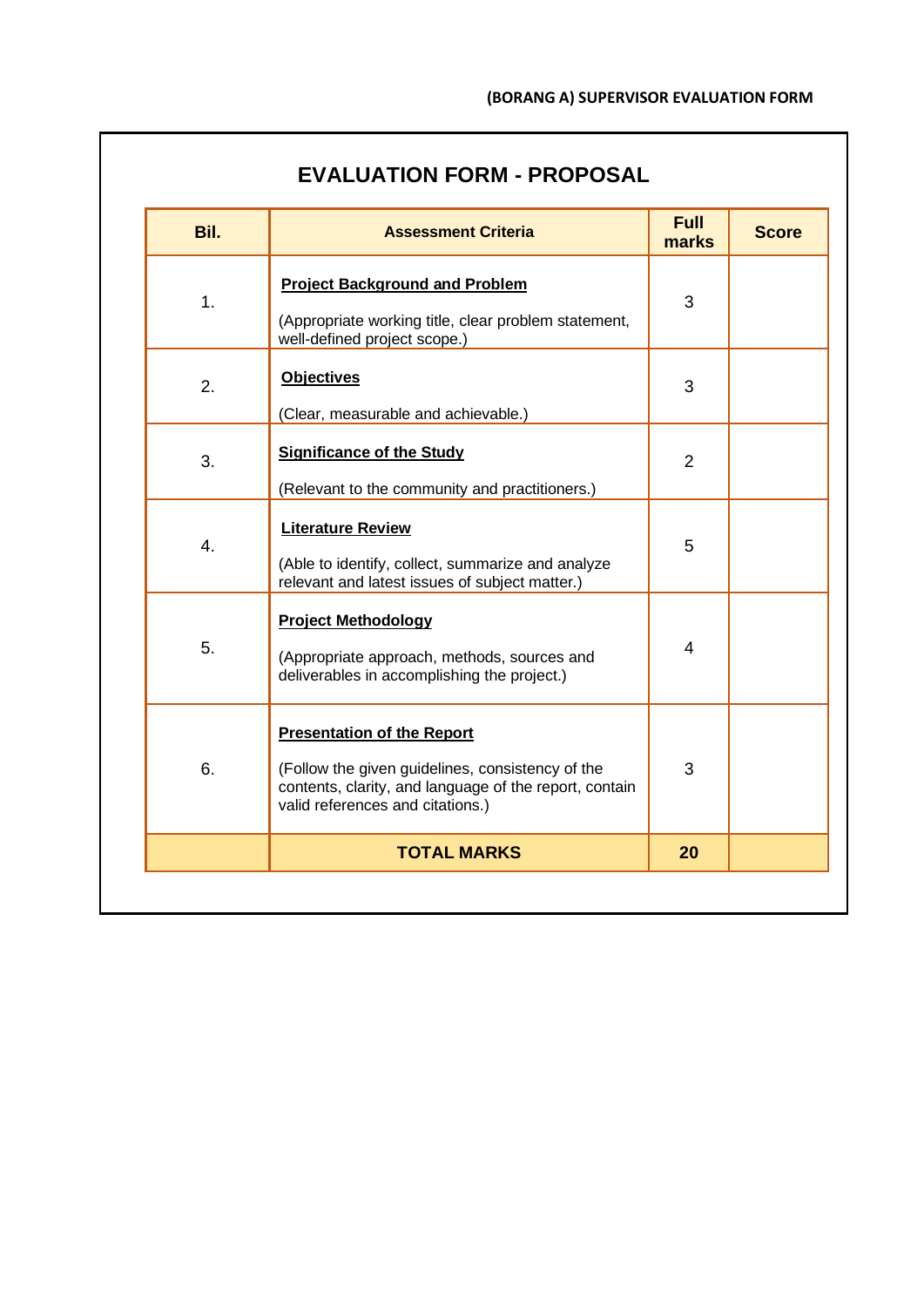**(BORANG A) SUPERVISOR EVALUATION FORM**

## EVALUATION FORM - PROPOSAL

| Bil. | Assessment Criteria | Full marks | Score |
|---|---|---|---|
| 1. | **Project Background and Problem**<br><br>(Appropriate working title, clear problem statement, well-defined project scope.) | 3 | |
| 2. | **Objectives**<br><br>(Clear, measurable and achievable.) | 3 | |
| 3. | **Significance of the Study**<br><br>(Relevant to the community and practitioners.) | 2 | |
| 4. | **Literature Review**<br><br>(Able to identify, collect, summarize and analyze relevant and latest issues of subject matter.) | 5 | |
| 5. | **Project Methodology**<br><br>(Appropriate approach, methods, sources and deliverables in accomplishing the project.) | 4 | |
| 6. | **Presentation of the Report**<br><br>(Follow the given guidelines, consistency of the contents, clarity, and language of the report, contain valid references and citations.) | 3 | |
| | **TOTAL MARKS** | **20** | |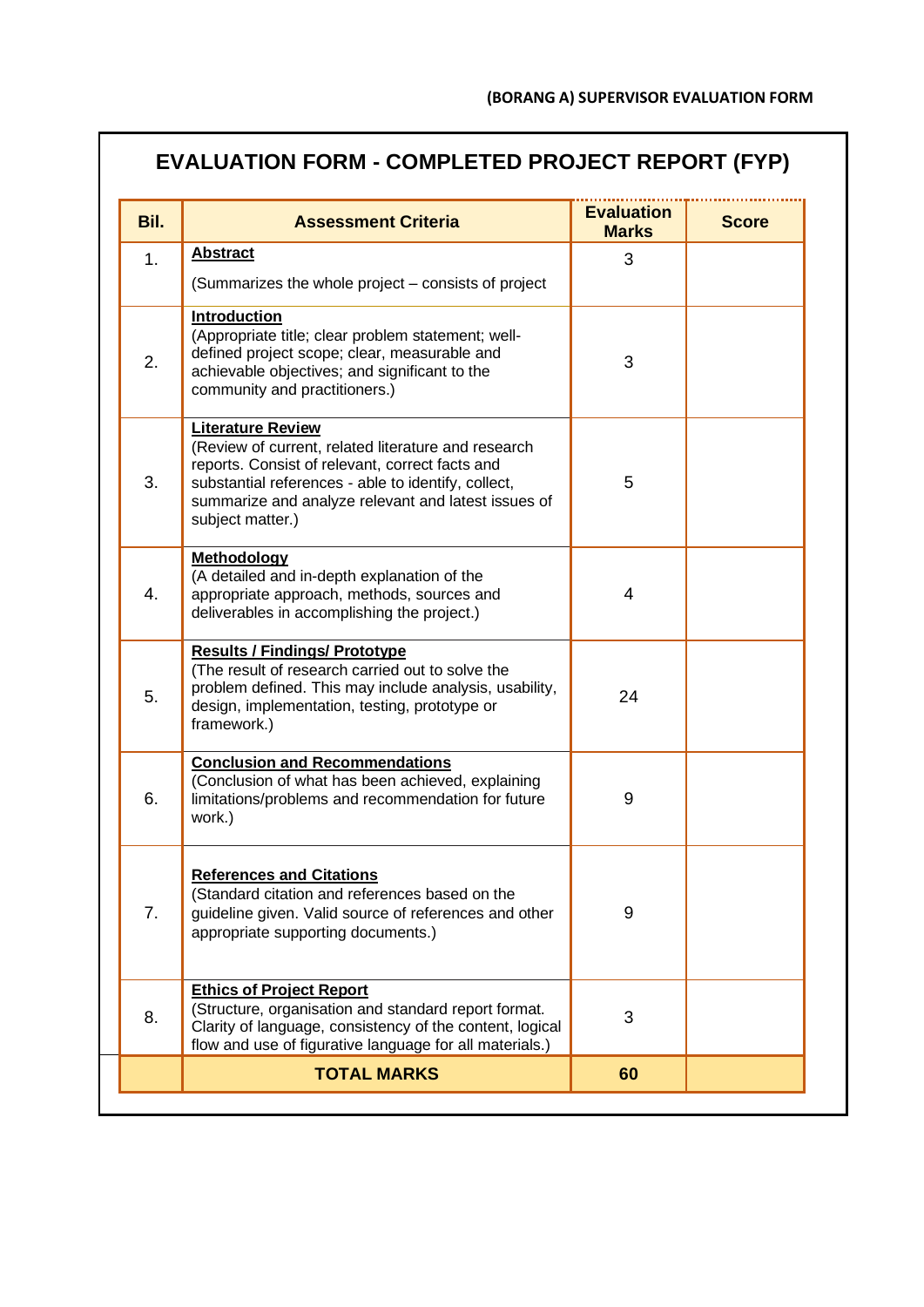**(BORANG A) SUPERVISOR EVALUATION FORM**

# EVALUATION FORM - COMPLETED PROJECT REPORT (FYP)

| Bil. | Assessment Criteria | Evaluation Marks | Score |
|---|---|---|---|
| 1. | **Abstract**<br>(Summarizes the whole project – consists of project | 3 | |
| 2. | **Introduction**<br>(Appropriate title; clear problem statement; well-defined project scope; clear, measurable and achievable objectives; and significant to the community and practitioners.) | 3 | |
| 3. | **Literature Review**<br>(Review of current, related literature and research reports. Consist of relevant, correct facts and substantial references - able to identify, collect, summarize and analyze relevant and latest issues of subject matter.) | 5 | |
| 4. | **Methodology**<br>(A detailed and in-depth explanation of the appropriate approach, methods, sources and deliverables in accomplishing the project.) | 4 | |
| 5. | **Results / Findings/ Prototype**<br>(The result of research carried out to solve the problem defined. This may include analysis, usability, design, implementation, testing, prototype or framework.) | 24 | |
| 6. | **Conclusion and Recommendations**<br>(Conclusion of what has been achieved, explaining limitations/problems and recommendation for future work.) | 9 | |
| 7. | **References and Citations**<br>(Standard citation and references based on the guideline given. Valid source of references and other appropriate supporting documents.) | 9 | |
| 8. | **Ethics of Project Report**<br>(Structure, organisation and standard report format. Clarity of language, consistency of the content, logical flow and use of figurative language for all materials.) | 3 | |
| | **TOTAL MARKS** | **60** | |